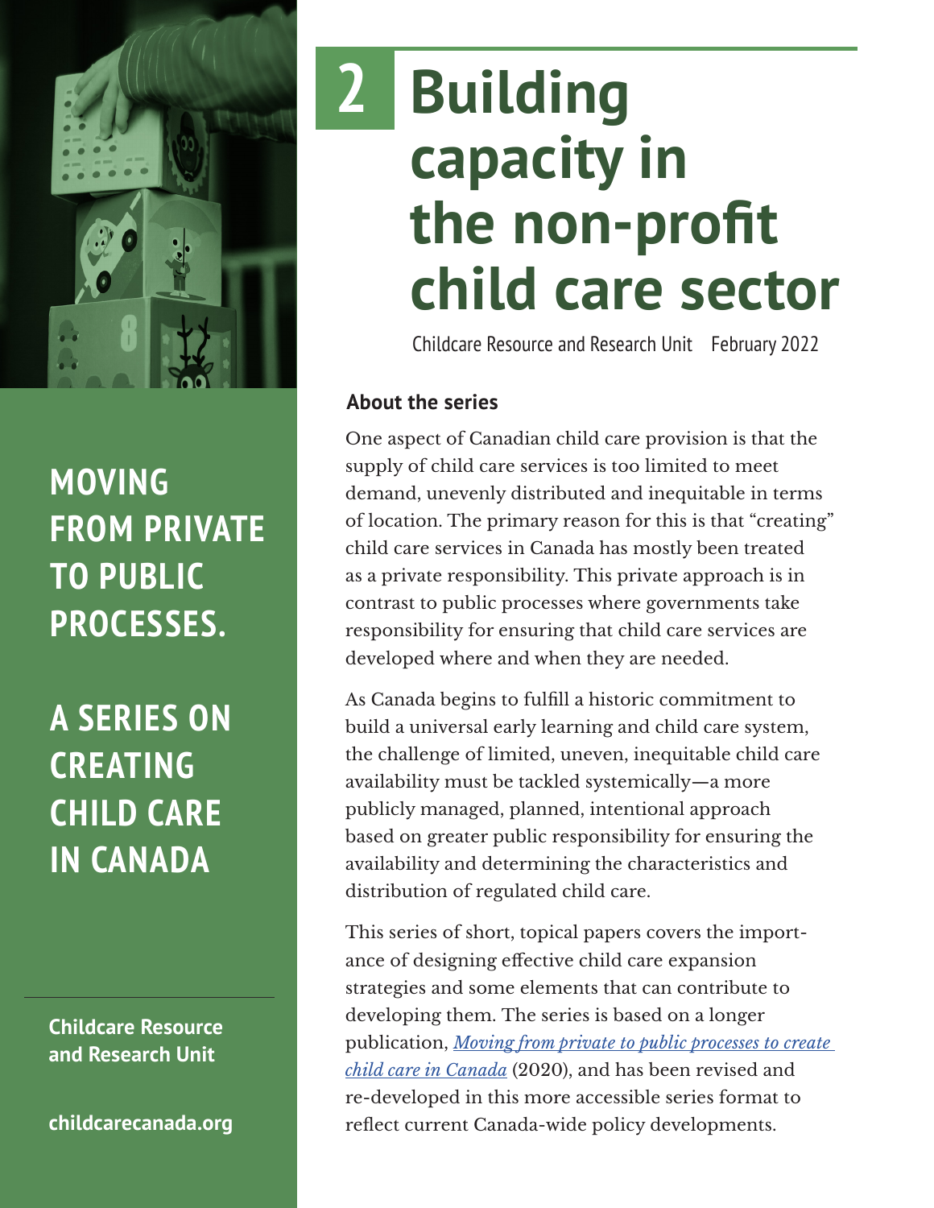# 2 Building capacity in the non-profit child care sector

Childcare Resource and Research Unit February 2022

**MOVING FROM PRIVATE TO PUBLIC PROCESSES.**

**A SERIES ON CREATING CHILD CARE IN CANADA**

**Childcare Resource and Research Unit**

**childcarecanada.org**

### About the series

One aspect of Canadian child care provision is that the supply of child care services is too limited to meet demand, unevenly distributed and inequitable in terms of location. The primary reason for this is that "creating" child care services in Canada has mostly been treated as a private responsibility. This private approach is in contrast to public processes where governments take responsibility for ensuring that child care services are developed where and when they are needed.

As Canada begins to fulfill a historic commitment to build a universal early learning and child care system, the challenge of limited, uneven, inequitable child care availability must be tackled systemically—a more publicly managed, planned, intentional approach based on greater public responsibility for ensuring the availability and determining the characteristics and distribution of regulated child care.

This series of short, topical papers covers the importance of designing effective child care expansion strategies and some elements that can contribute to developing them. The series is based on a longer publication, *Moving from private to public processes to create child care in Canada* (2020), and has been revised and re-developed in this more accessible series format to reflect current Canada-wide policy developments.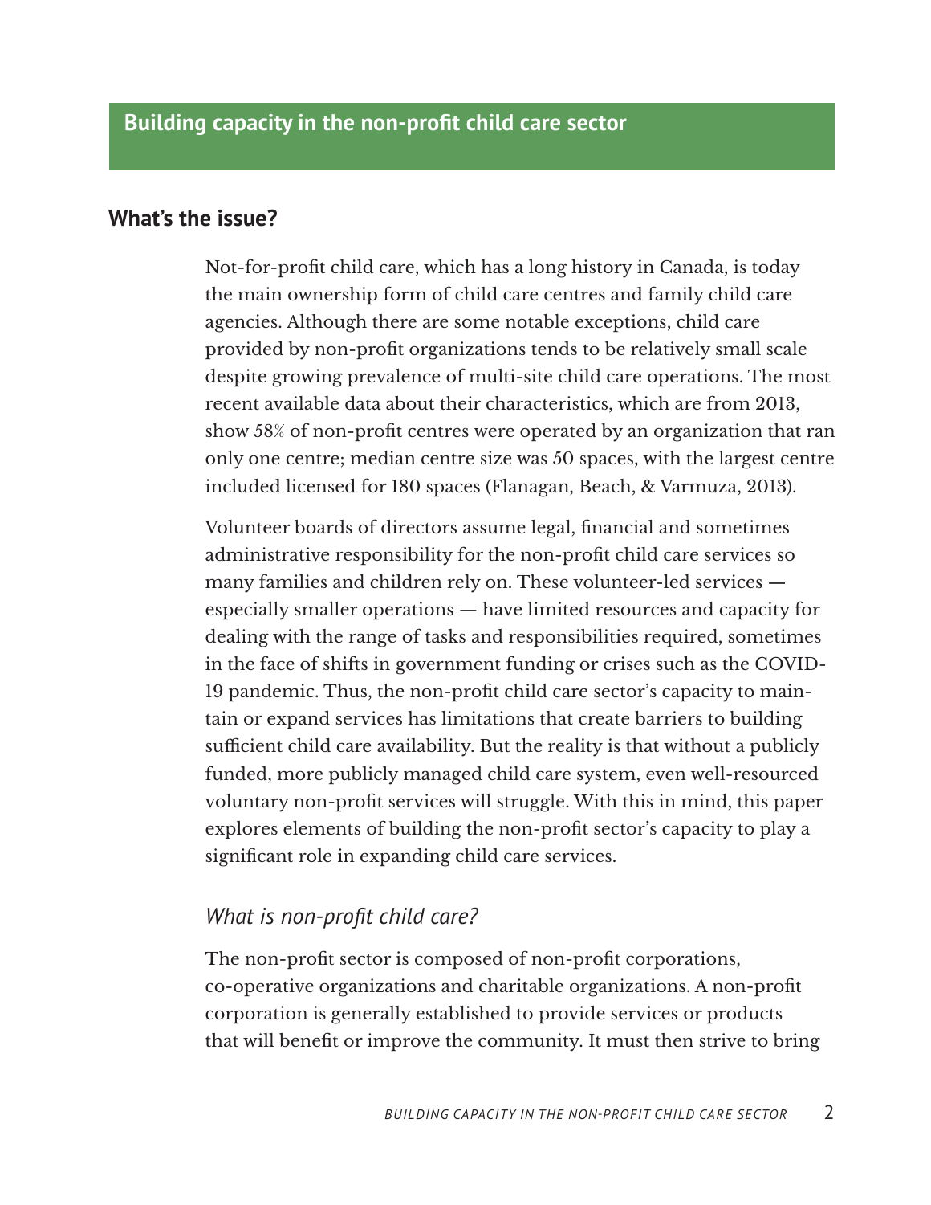# Building capacity in the non-profit child care sector

## What's the issue?

Not-for-profit child care, which has a long history in Canada, is today the main ownership form of child care centres and family child care agencies. Although there are some notable exceptions, child care provided by non-profit organizations tends to be relatively small scale despite growing prevalence of multi-site child care operations. The most recent available data about their characteristics, which are from 2013, show 58% of non-profit centres were operated by an organization that ran only one centre; median centre size was 50 spaces, with the largest centre included licensed for 180 spaces (Flanagan, Beach, & Varmuza, 2013).

Volunteer boards of directors assume legal, financial and sometimes administrative responsibility for the non-profit child care services so many families and children rely on. These volunteer-led services — especially smaller operations — have limited resources and capacity for dealing with the range of tasks and responsibilities required, sometimes in the face of shifts in government funding or crises such as the COVID-19 pandemic. Thus, the non-profit child care sector's capacity to maintain or expand services has limitations that create barriers to building sufficient child care availability. But the reality is that without a publicly funded, more publicly managed child care system, even well-resourced voluntary non-profit services will struggle. With this in mind, this paper explores elements of building the non-profit sector's capacity to play a significant role in expanding child care services.

### *What is non-profit child care?*

The non-profit sector is composed of non-profit corporations, co-operative organizations and charitable organizations. A non-profit corporation is generally established to provide services or products that will benefit or improve the community. It must then strive to bring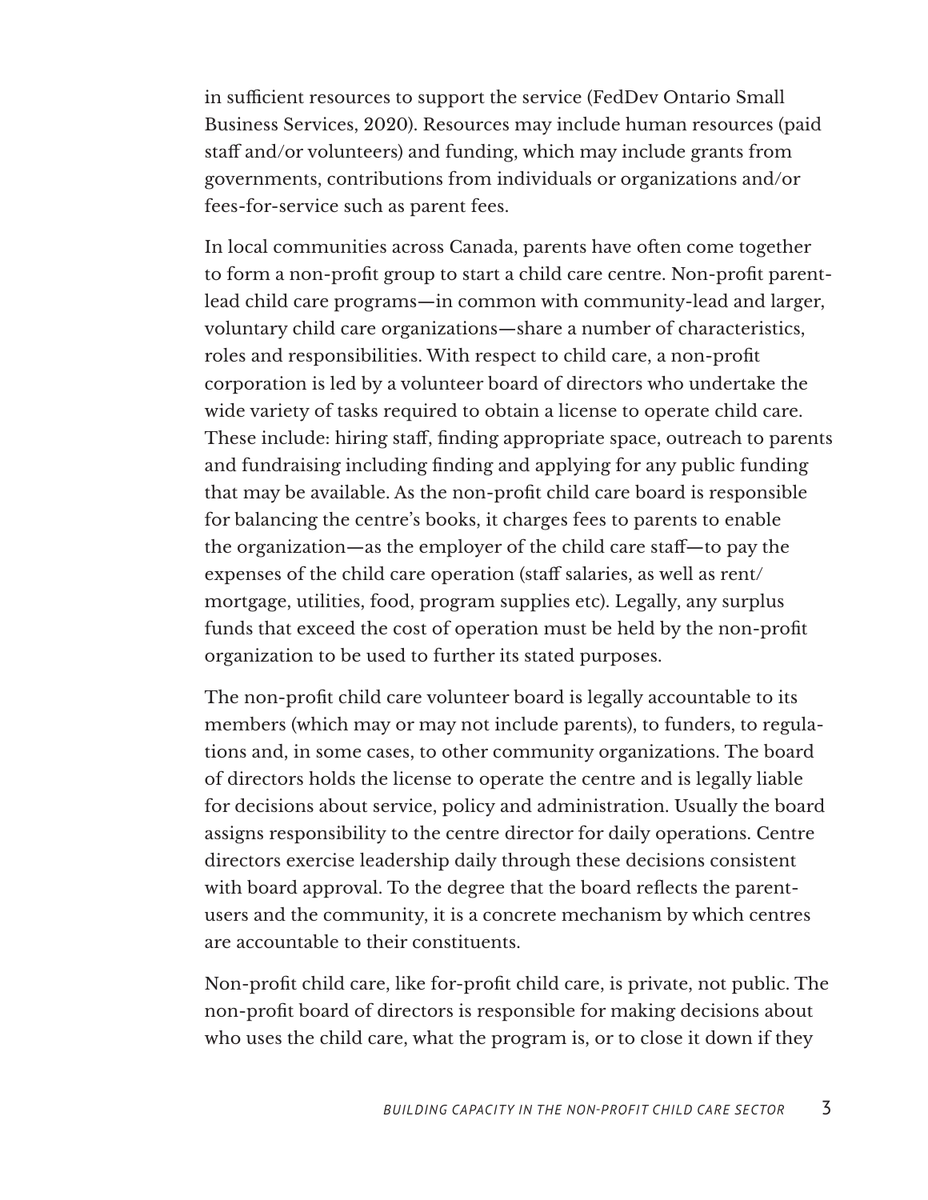in sufficient resources to support the service (FedDev Ontario Small Business Services, 2020). Resources may include human resources (paid staff and/or volunteers) and funding, which may include grants from governments, contributions from individuals or organizations and/or fees-for-service such as parent fees.

In local communities across Canada, parents have often come together to form a non-profit group to start a child care centre. Non-profit parent-lead child care programs—in common with community-lead and larger, voluntary child care organizations—share a number of characteristics, roles and responsibilities. With respect to child care, a non-profit corporation is led by a volunteer board of directors who undertake the wide variety of tasks required to obtain a license to operate child care. These include: hiring staff, finding appropriate space, outreach to parents and fundraising including finding and applying for any public funding that may be available. As the non-profit child care board is responsible for balancing the centre's books, it charges fees to parents to enable the organization—as the employer of the child care staff—to pay the expenses of the child care operation (staff salaries, as well as rent/mortgage, utilities, food, program supplies etc). Legally, any surplus funds that exceed the cost of operation must be held by the non-profit organization to be used to further its stated purposes.

The non-profit child care volunteer board is legally accountable to its members (which may or may not include parents), to funders, to regulations and, in some cases, to other community organizations. The board of directors holds the license to operate the centre and is legally liable for decisions about service, policy and administration. Usually the board assigns responsibility to the centre director for daily operations. Centre directors exercise leadership daily through these decisions consistent with board approval. To the degree that the board reflects the parent-users and the community, it is a concrete mechanism by which centres are accountable to their constituents.

Non-profit child care, like for-profit child care, is private, not public. The non-profit board of directors is responsible for making decisions about who uses the child care, what the program is, or to close it down if they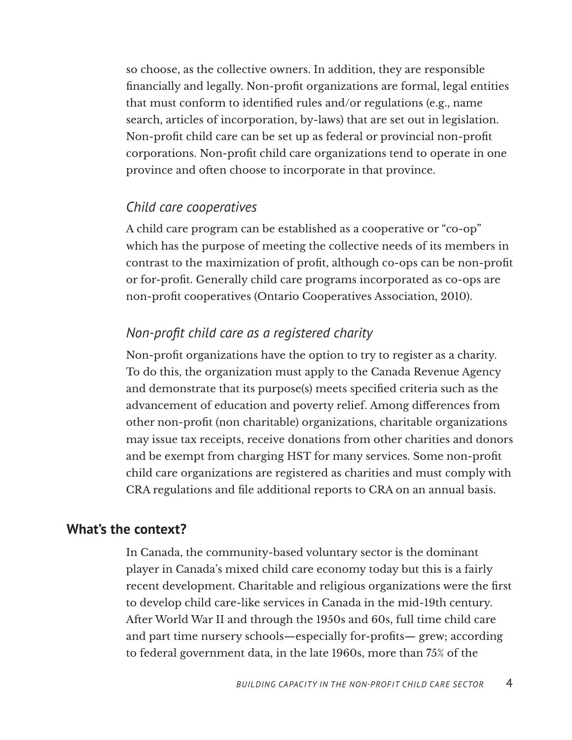so choose, as the collective owners. In addition, they are responsible financially and legally. Non-profit organizations are formal, legal entities that must conform to identified rules and/or regulations (e.g., name search, articles of incorporation, by-laws) that are set out in legislation. Non-profit child care can be set up as federal or provincial non-profit corporations. Non-profit child care organizations tend to operate in one province and often choose to incorporate in that province.

### *Child care cooperatives*

A child care program can be established as a cooperative or "co-op" which has the purpose of meeting the collective needs of its members in contrast to the maximization of profit, although co-ops can be non-profit or for-profit. Generally child care programs incorporated as co-ops are non-profit cooperatives (Ontario Cooperatives Association, 2010).

### *Non-profit child care as a registered charity*

Non-profit organizations have the option to try to register as a charity. To do this, the organization must apply to the Canada Revenue Agency and demonstrate that its purpose(s) meets specified criteria such as the advancement of education and poverty relief. Among differences from other non-profit (non charitable) organizations, charitable organizations may issue tax receipts, receive donations from other charities and donors and be exempt from charging HST for many services. Some non-profit child care organizations are registered as charities and must comply with CRA regulations and file additional reports to CRA on an annual basis.

## What's the context?

In Canada, the community-based voluntary sector is the dominant player in Canada's mixed child care economy today but this is a fairly recent development. Charitable and religious organizations were the first to develop child care-like services in Canada in the mid-19th century. After World War II and through the 1950s and 60s, full time child care and part time nursery schools—especially for-profits— grew; according to federal government data, in the late 1960s, more than 75% of the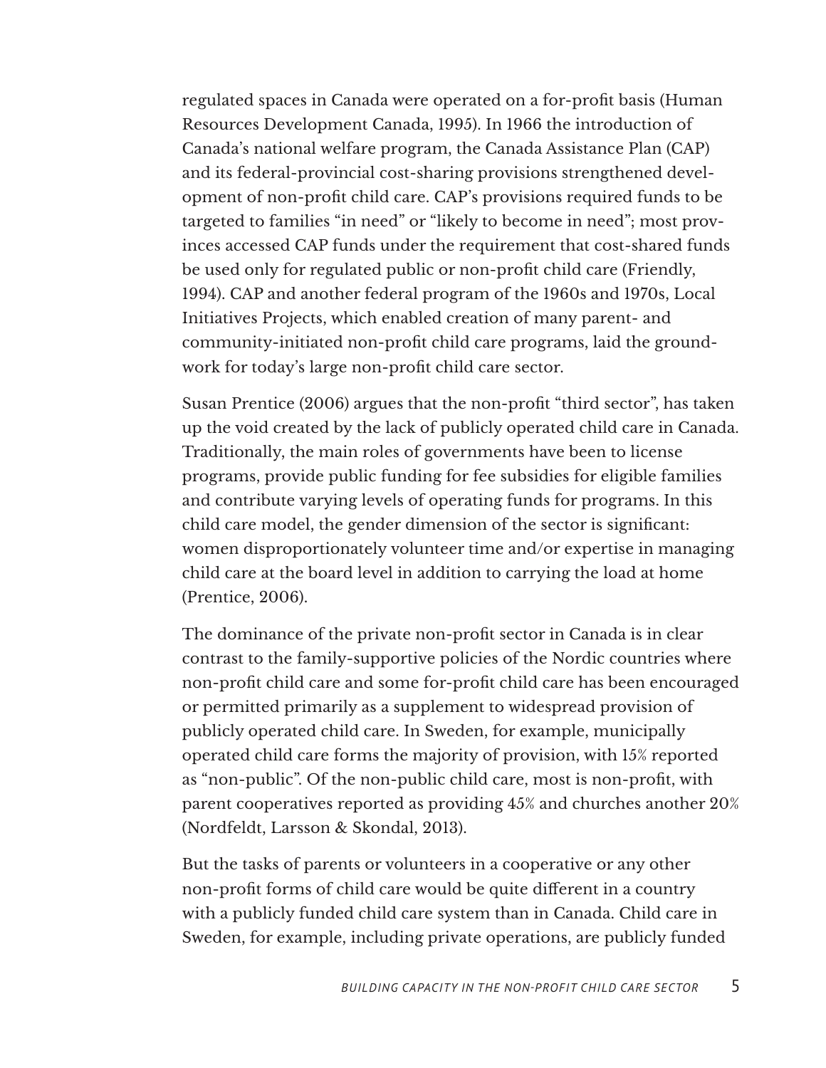regulated spaces in Canada were operated on a for-profit basis (Human Resources Development Canada, 1995). In 1966 the introduction of Canada's national welfare program, the Canada Assistance Plan (CAP) and its federal-provincial cost-sharing provisions strengthened development of non-profit child care. CAP's provisions required funds to be targeted to families "in need" or "likely to become in need"; most provinces accessed CAP funds under the requirement that cost-shared funds be used only for regulated public or non-profit child care (Friendly, 1994). CAP and another federal program of the 1960s and 1970s, Local Initiatives Projects, which enabled creation of many parent- and community-initiated non-profit child care programs, laid the groundwork for today's large non-profit child care sector.

Susan Prentice (2006) argues that the non-profit "third sector", has taken up the void created by the lack of publicly operated child care in Canada. Traditionally, the main roles of governments have been to license programs, provide public funding for fee subsidies for eligible families and contribute varying levels of operating funds for programs. In this child care model, the gender dimension of the sector is significant: women disproportionately volunteer time and/or expertise in managing child care at the board level in addition to carrying the load at home (Prentice, 2006).

The dominance of the private non-profit sector in Canada is in clear contrast to the family-supportive policies of the Nordic countries where non-profit child care and some for-profit child care has been encouraged or permitted primarily as a supplement to widespread provision of publicly operated child care. In Sweden, for example, municipally operated child care forms the majority of provision, with 15% reported as "non-public". Of the non-public child care, most is non-profit, with parent cooperatives reported as providing 45% and churches another 20% (Nordfeldt, Larsson & Skondal, 2013).

But the tasks of parents or volunteers in a cooperative or any other non-profit forms of child care would be quite different in a country with a publicly funded child care system than in Canada. Child care in Sweden, for example, including private operations, are publicly funded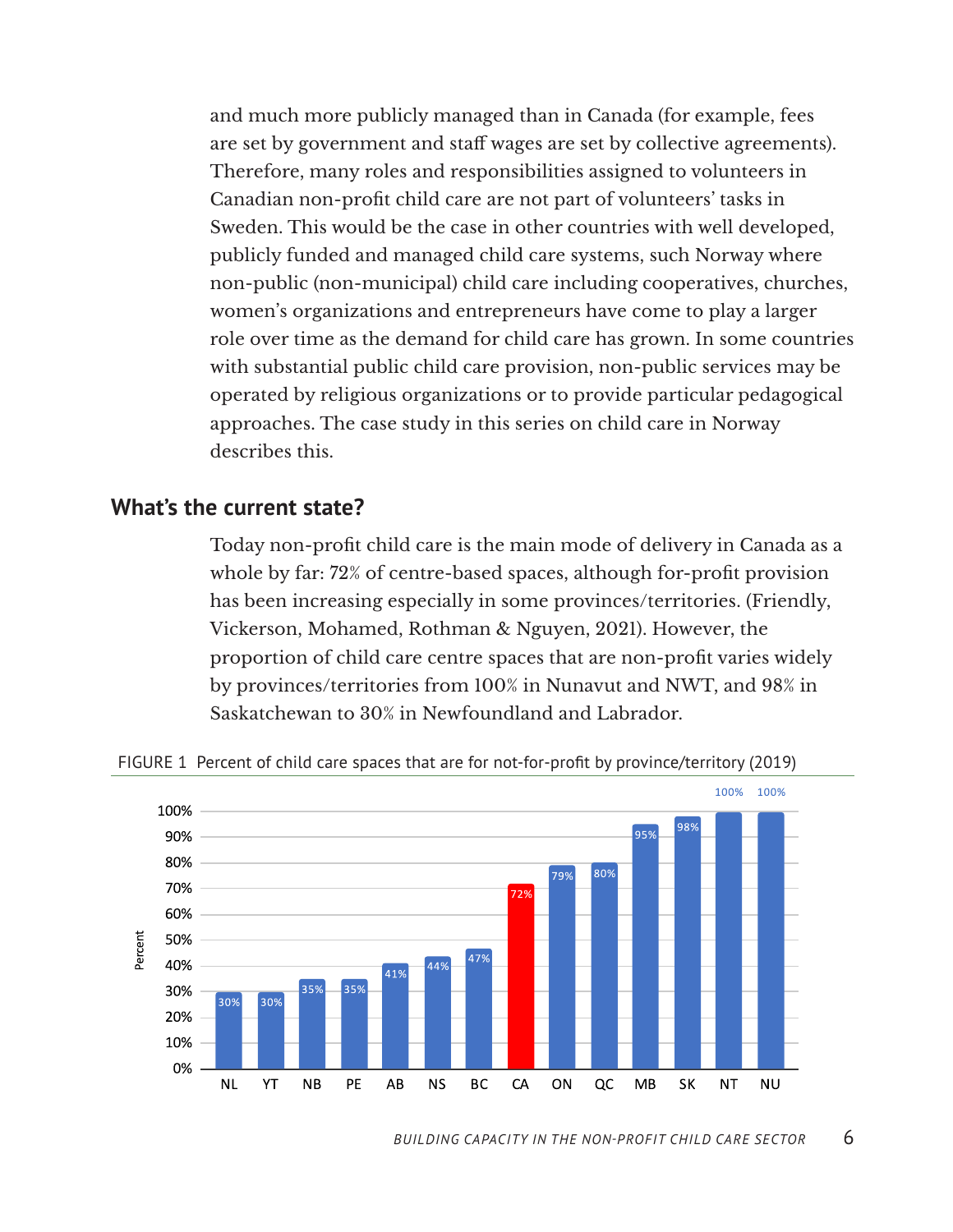and much more publicly managed than in Canada (for example, fees are set by government and staff wages are set by collective agreements). Therefore, many roles and responsibilities assigned to volunteers in Canadian non-profit child care are not part of volunteers' tasks in Sweden. This would be the case in other countries with well developed, publicly funded and managed child care systems, such Norway where non-public (non-municipal) child care including cooperatives, churches, women's organizations and entrepreneurs have come to play a larger role over time as the demand for child care has grown. In some countries with substantial public child care provision, non-public services may be operated by religious organizations or to provide particular pedagogical approaches. The case study in this series on child care in Norway describes this.

## What's the current state?

Today non-profit child care is the main mode of delivery in Canada as a whole by far: 72% of centre-based spaces, although for-profit provision has been increasing especially in some provinces/territories. (Friendly, Vickerson, Mohamed, Rothman & Nguyen, 2021). However, the proportion of child care centre spaces that are non-profit varies widely by provinces/territories from 100% in Nunavut and NWT, and 98% in Saskatchewan to 30% in Newfoundland and Labrador.

FIGURE 1 Percent of child care spaces that are for not-for-profit by province/territory (2019)

| Province/Territory | Percent |
|---|---|
| NL | 30% |
| YT | 30% |
| NB | 35% |
| PE | 35% |
| AB | 41% |
| NS | 44% |
| BC | 47% |
| CA | 72% |
| ON | 79% |
| QC | 80% |
| MB | 95% |
| SK | 98% |
| NT | 100% |
| NU | 100% |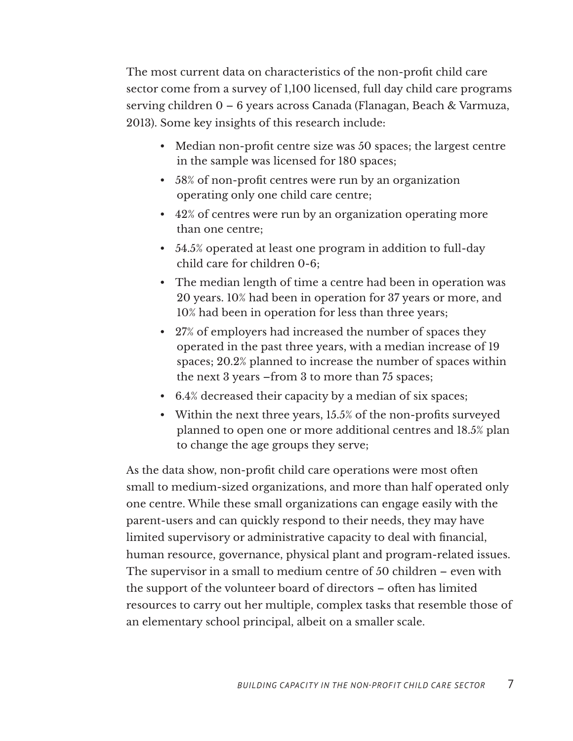The most current data on characteristics of the non-profit child care sector come from a survey of 1,100 licensed, full day child care programs serving children 0 – 6 years across Canada (Flanagan, Beach & Varmuza, 2013). Some key insights of this research include:

- Median non-profit centre size was 50 spaces; the largest centre in the sample was licensed for 180 spaces;
- 58% of non-profit centres were run by an organization operating only one child care centre;
- 42% of centres were run by an organization operating more than one centre;
- 54.5% operated at least one program in addition to full-day child care for children 0-6;
- The median length of time a centre had been in operation was 20 years. 10% had been in operation for 37 years or more, and 10% had been in operation for less than three years;
- 27% of employers had increased the number of spaces they operated in the past three years, with a median increase of 19 spaces; 20.2% planned to increase the number of spaces within the next 3 years –from 3 to more than 75 spaces;
- 6.4% decreased their capacity by a median of six spaces;
- Within the next three years, 15.5% of the non-profits surveyed planned to open one or more additional centres and 18.5% plan to change the age groups they serve;

As the data show, non-profit child care operations were most often small to medium-sized organizations, and more than half operated only one centre. While these small organizations can engage easily with the parent-users and can quickly respond to their needs, they may have limited supervisory or administrative capacity to deal with financial, human resource, governance, physical plant and program-related issues. The supervisor in a small to medium centre of 50 children – even with the support of the volunteer board of directors – often has limited resources to carry out her multiple, complex tasks that resemble those of an elementary school principal, albeit on a smaller scale.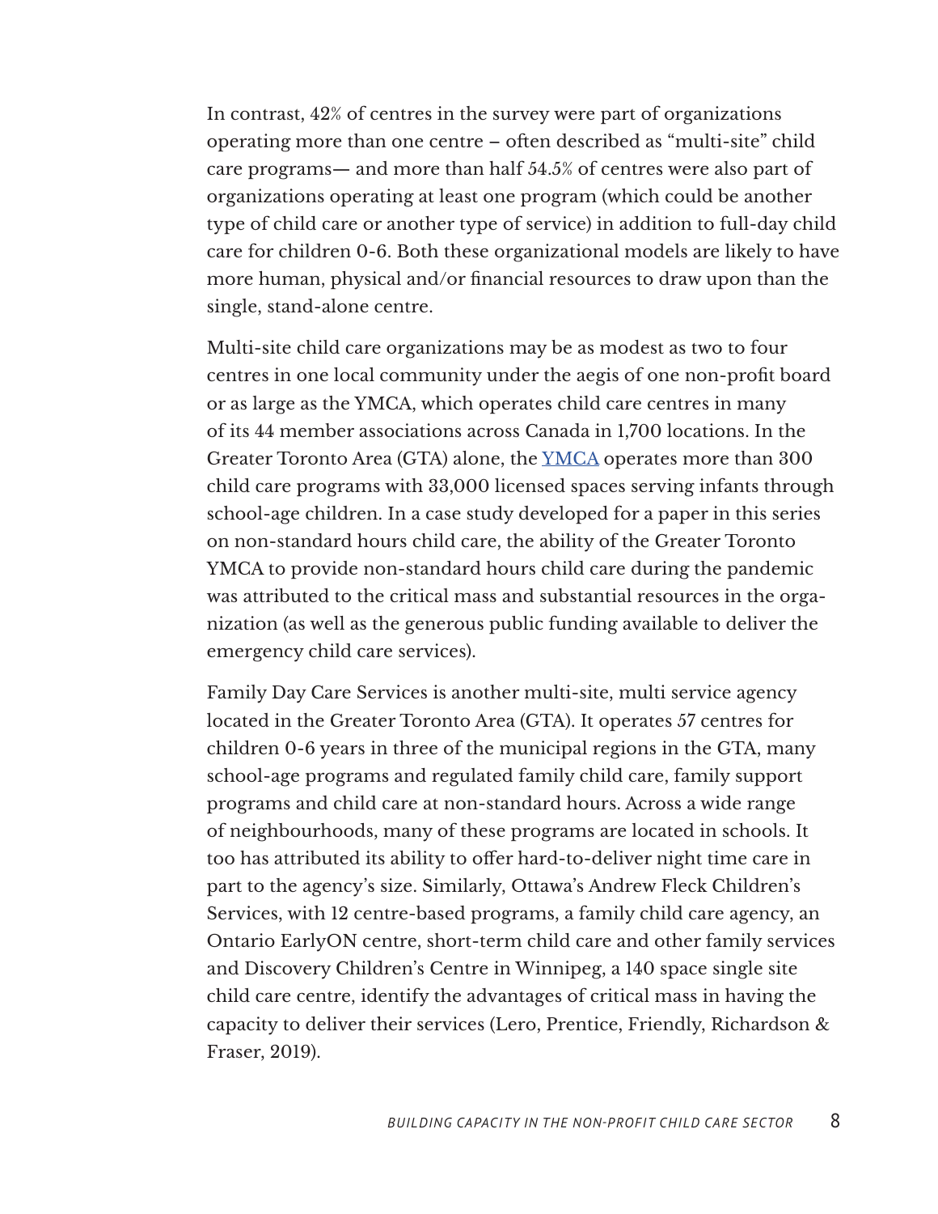In contrast, 42% of centres in the survey were part of organizations operating more than one centre – often described as "multi-site" child care programs— and more than half 54.5% of centres were also part of organizations operating at least one program (which could be another type of child care or another type of service) in addition to full-day child care for children 0-6. Both these organizational models are likely to have more human, physical and/or financial resources to draw upon than the single, stand-alone centre.

Multi-site child care organizations may be as modest as two to four centres in one local community under the aegis of one non-profit board or as large as the YMCA, which operates child care centres in many of its 44 member associations across Canada in 1,700 locations. In the Greater Toronto Area (GTA) alone, the YMCA operates more than 300 child care programs with 33,000 licensed spaces serving infants through school-age children. In a case study developed for a paper in this series on non-standard hours child care, the ability of the Greater Toronto YMCA to provide non-standard hours child care during the pandemic was attributed to the critical mass and substantial resources in the organization (as well as the generous public funding available to deliver the emergency child care services).

Family Day Care Services is another multi-site, multi service agency located in the Greater Toronto Area (GTA). It operates 57 centres for children 0-6 years in three of the municipal regions in the GTA, many school-age programs and regulated family child care, family support programs and child care at non-standard hours. Across a wide range of neighbourhoods, many of these programs are located in schools. It too has attributed its ability to offer hard-to-deliver night time care in part to the agency's size. Similarly, Ottawa's Andrew Fleck Children's Services, with 12 centre-based programs, a family child care agency, an Ontario EarlyON centre, short-term child care and other family services and Discovery Children's Centre in Winnipeg, a 140 space single site child care centre, identify the advantages of critical mass in having the capacity to deliver their services (Lero, Prentice, Friendly, Richardson & Fraser, 2019).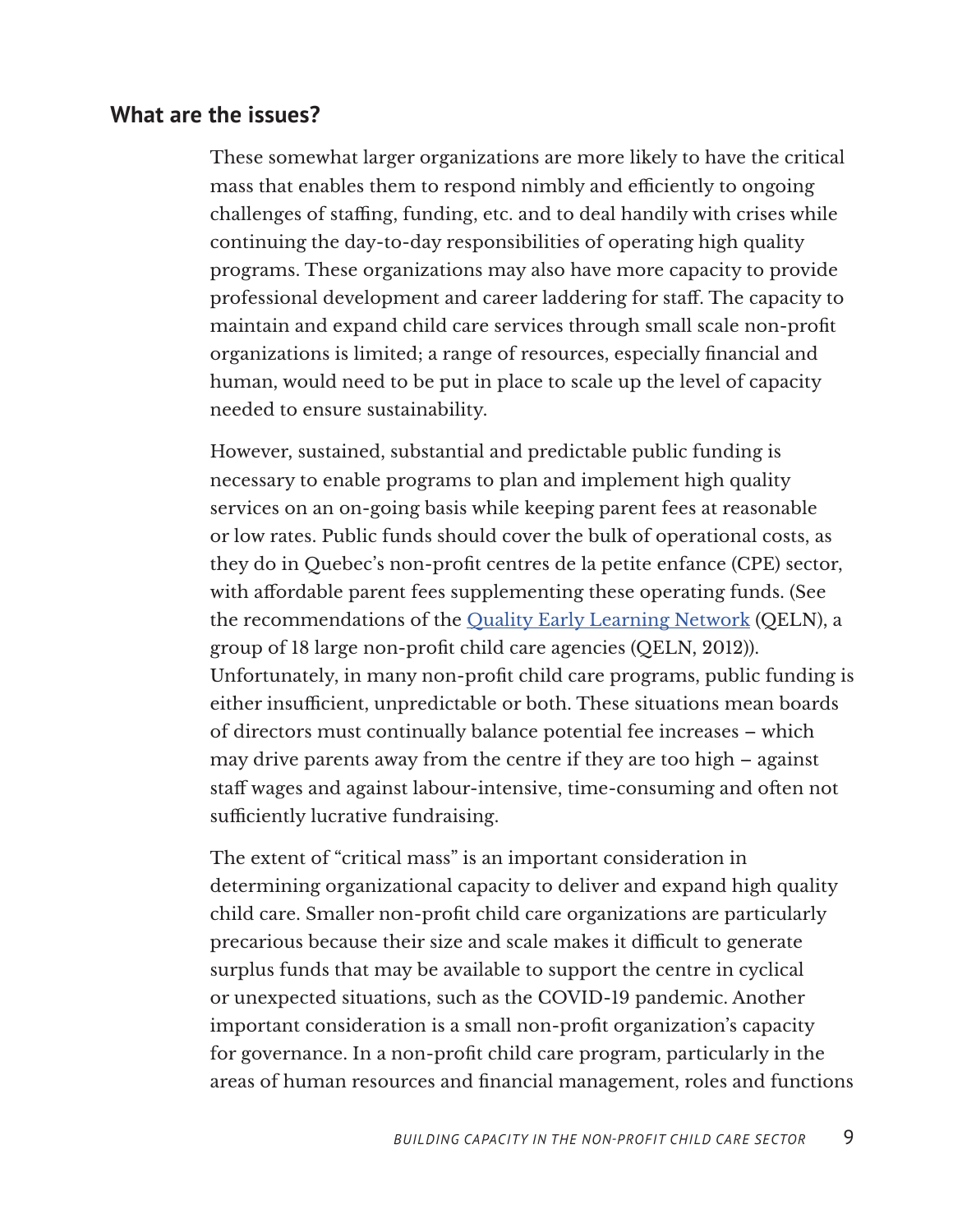## What are the issues?

These somewhat larger organizations are more likely to have the critical mass that enables them to respond nimbly and efficiently to ongoing challenges of staffing, funding, etc. and to deal handily with crises while continuing the day-to-day responsibilities of operating high quality programs. These organizations may also have more capacity to provide professional development and career laddering for staff. The capacity to maintain and expand child care services through small scale non-profit organizations is limited; a range of resources, especially financial and human, would need to be put in place to scale up the level of capacity needed to ensure sustainability.

However, sustained, substantial and predictable public funding is necessary to enable programs to plan and implement high quality services on an on-going basis while keeping parent fees at reasonable or low rates. Public funds should cover the bulk of operational costs, as they do in Quebec's non-profit centres de la petite enfance (CPE) sector, with affordable parent fees supplementing these operating funds. (See the recommendations of the Quality Early Learning Network (QELN), a group of 18 large non-profit child care agencies (QELN, 2012)). Unfortunately, in many non-profit child care programs, public funding is either insufficient, unpredictable or both. These situations mean boards of directors must continually balance potential fee increases – which may drive parents away from the centre if they are too high – against staff wages and against labour-intensive, time-consuming and often not sufficiently lucrative fundraising.

The extent of "critical mass" is an important consideration in determining organizational capacity to deliver and expand high quality child care. Smaller non-profit child care organizations are particularly precarious because their size and scale makes it difficult to generate surplus funds that may be available to support the centre in cyclical or unexpected situations, such as the COVID-19 pandemic. Another important consideration is a small non-profit organization's capacity for governance. In a non-profit child care program, particularly in the areas of human resources and financial management, roles and functions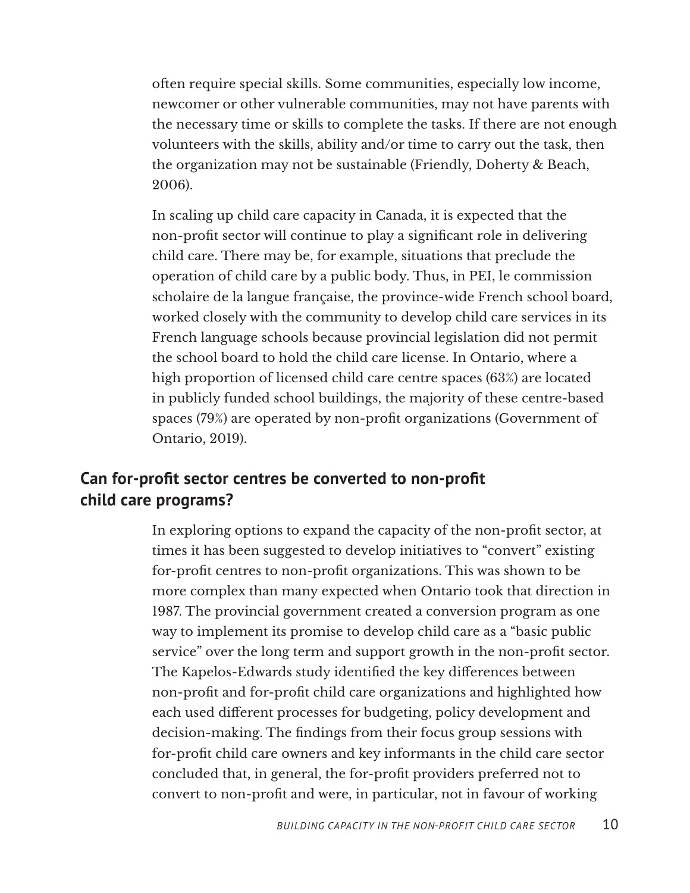often require special skills. Some communities, especially low income, newcomer or other vulnerable communities, may not have parents with the necessary time or skills to complete the tasks. If there are not enough volunteers with the skills, ability and/or time to carry out the task, then the organization may not be sustainable (Friendly, Doherty & Beach, 2006).

In scaling up child care capacity in Canada, it is expected that the non-profit sector will continue to play a significant role in delivering child care. There may be, for example, situations that preclude the operation of child care by a public body. Thus, in PEI, le commission scholaire de la langue française, the province-wide French school board, worked closely with the community to develop child care services in its French language schools because provincial legislation did not permit the school board to hold the child care license. In Ontario, where a high proportion of licensed child care centre spaces (63%) are located in publicly funded school buildings, the majority of these centre-based spaces (79%) are operated by non-profit organizations (Government of Ontario, 2019).

## Can for-profit sector centres be converted to non-profit child care programs?

In exploring options to expand the capacity of the non-profit sector, at times it has been suggested to develop initiatives to "convert" existing for-profit centres to non-profit organizations. This was shown to be more complex than many expected when Ontario took that direction in 1987. The provincial government created a conversion program as one way to implement its promise to develop child care as a "basic public service" over the long term and support growth in the non-profit sector. The Kapelos-Edwards study identified the key differences between non-profit and for-profit child care organizations and highlighted how each used different processes for budgeting, policy development and decision-making. The findings from their focus group sessions with for-profit child care owners and key informants in the child care sector concluded that, in general, the for-profit providers preferred not to convert to non-profit and were, in particular, not in favour of working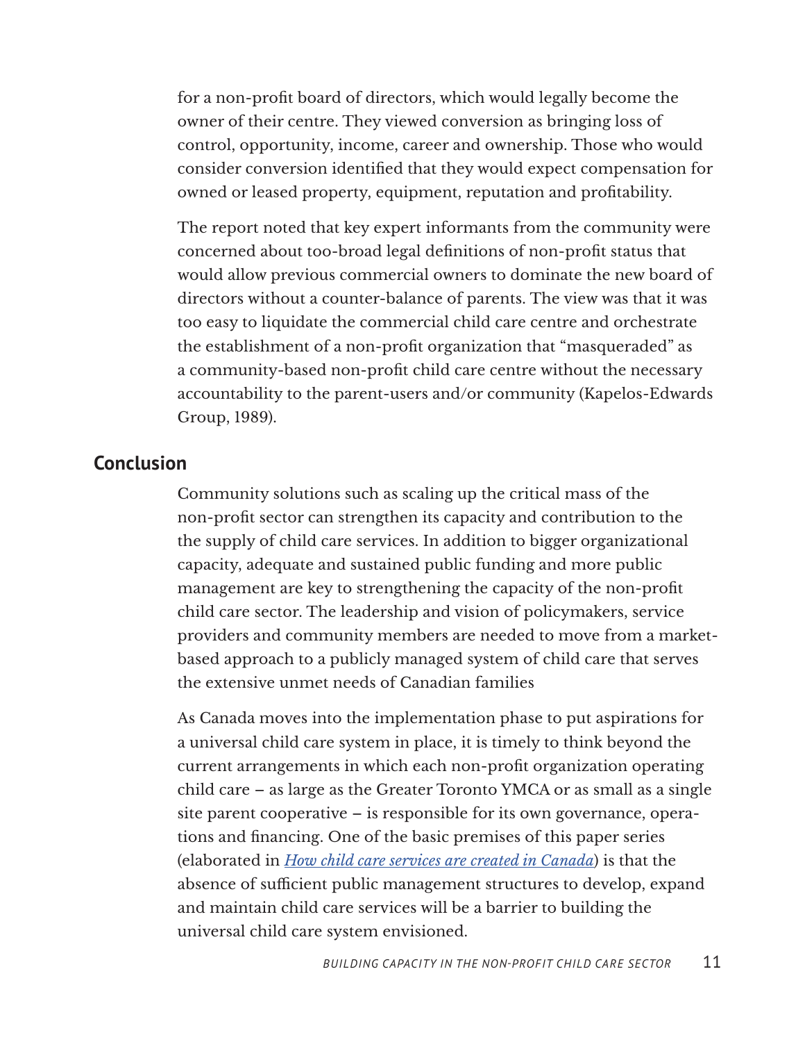for a non-profit board of directors, which would legally become the owner of their centre. They viewed conversion as bringing loss of control, opportunity, income, career and ownership. Those who would consider conversion identified that they would expect compensation for owned or leased property, equipment, reputation and profitability.

The report noted that key expert informants from the community were concerned about too-broad legal definitions of non-profit status that would allow previous commercial owners to dominate the new board of directors without a counter-balance of parents. The view was that it was too easy to liquidate the commercial child care centre and orchestrate the establishment of a non-profit organization that "masqueraded" as a community-based non-profit child care centre without the necessary accountability to the parent-users and/or community (Kapelos-Edwards Group, 1989).

## Conclusion

Community solutions such as scaling up the critical mass of the non-profit sector can strengthen its capacity and contribution to the the supply of child care services. In addition to bigger organizational capacity, adequate and sustained public funding and more public management are key to strengthening the capacity of the non-profit child care sector. The leadership and vision of policymakers, service providers and community members are needed to move from a market-based approach to a publicly managed system of child care that serves the extensive unmet needs of Canadian families

As Canada moves into the implementation phase to put aspirations for a universal child care system in place, it is timely to think beyond the current arrangements in which each non-profit organization operating child care – as large as the Greater Toronto YMCA or as small as a single site parent cooperative – is responsible for its own governance, operations and financing. One of the basic premises of this paper series (elaborated in *How child care services are created in Canada*) is that the absence of sufficient public management structures to develop, expand and maintain child care services will be a barrier to building the universal child care system envisioned.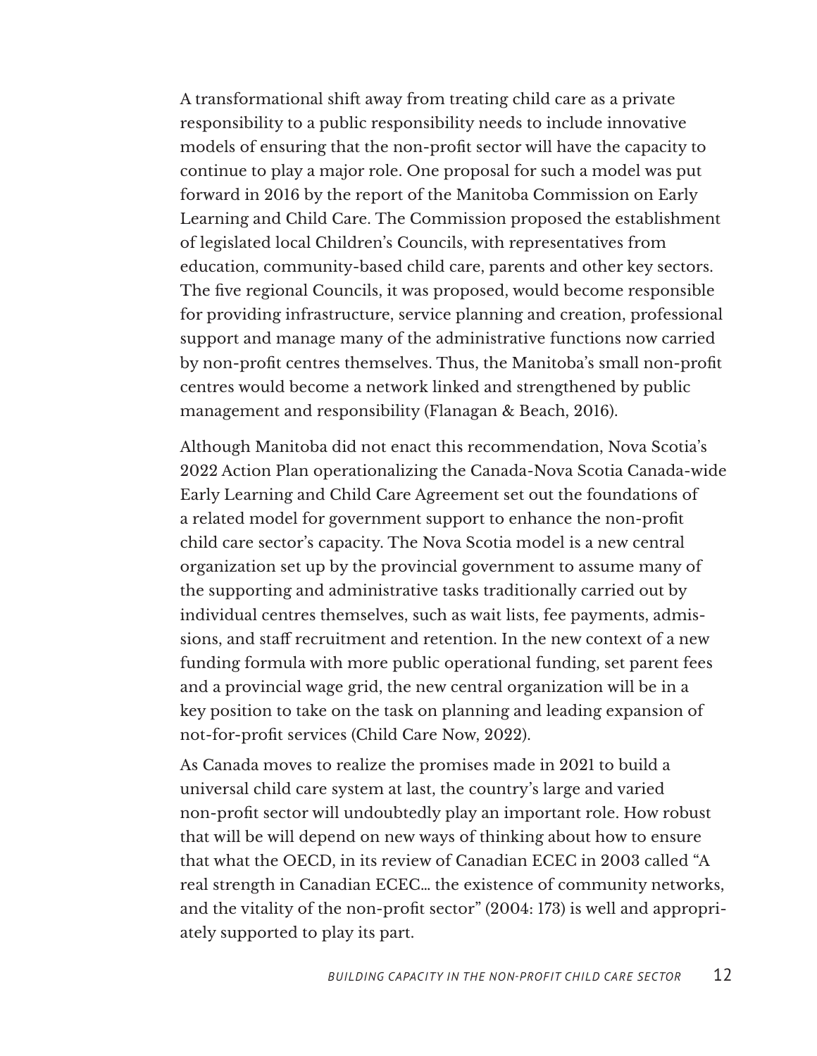A transformational shift away from treating child care as a private responsibility to a public responsibility needs to include innovative models of ensuring that the non-profit sector will have the capacity to continue to play a major role. One proposal for such a model was put forward in 2016 by the report of the Manitoba Commission on Early Learning and Child Care. The Commission proposed the establishment of legislated local Children's Councils, with representatives from education, community-based child care, parents and other key sectors. The five regional Councils, it was proposed, would become responsible for providing infrastructure, service planning and creation, professional support and manage many of the administrative functions now carried by non-profit centres themselves. Thus, the Manitoba's small non-profit centres would become a network linked and strengthened by public management and responsibility (Flanagan & Beach, 2016).

Although Manitoba did not enact this recommendation, Nova Scotia's 2022 Action Plan operationalizing the Canada-Nova Scotia Canada-wide Early Learning and Child Care Agreement set out the foundations of a related model for government support to enhance the non-profit child care sector's capacity. The Nova Scotia model is a new central organization set up by the provincial government to assume many of the supporting and administrative tasks traditionally carried out by individual centres themselves, such as wait lists, fee payments, admissions, and staff recruitment and retention. In the new context of a new funding formula with more public operational funding, set parent fees and a provincial wage grid, the new central organization will be in a key position to take on the task on planning and leading expansion of not-for-profit services (Child Care Now, 2022).

As Canada moves to realize the promises made in 2021 to build a universal child care system at last, the country's large and varied non-profit sector will undoubtedly play an important role. How robust that will be will depend on new ways of thinking about how to ensure that what the OECD, in its review of Canadian ECEC in 2003 called "A real strength in Canadian ECEC… the existence of community networks, and the vitality of the non-profit sector" (2004: 173) is well and appropriately supported to play its part.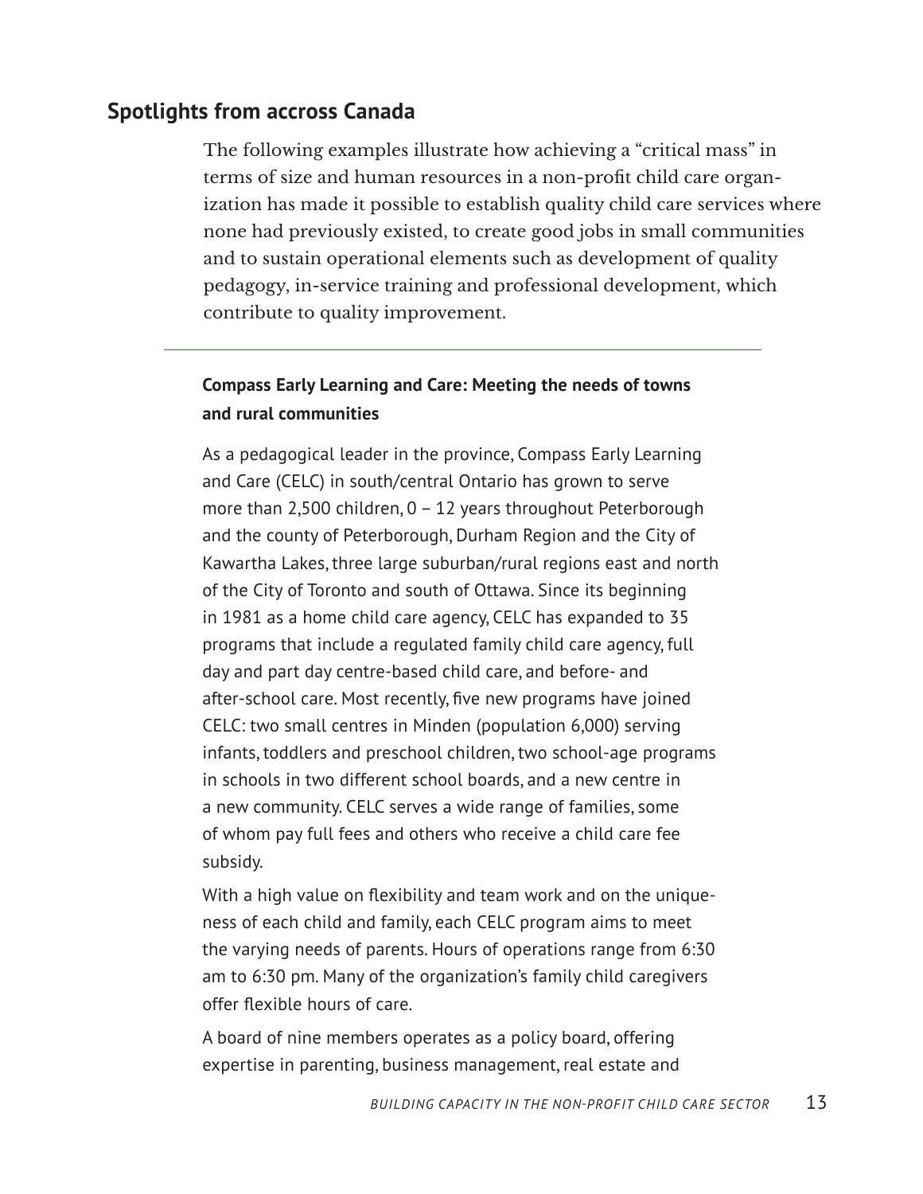## Spotlights from accross Canada

The following examples illustrate how achieving a "critical mass" in terms of size and human resources in a non-profit child care organization has made it possible to establish quality child care services where none had previously existed, to create good jobs in small communities and to sustain operational elements such as development of quality pedagogy, in-service training and professional development, which contribute to quality improvement.

---

### Compass Early Learning and Care: Meeting the needs of towns and rural communities

As a pedagogical leader in the province, Compass Early Learning and Care (CELC) in south/central Ontario has grown to serve more than 2,500 children, 0 – 12 years throughout Peterborough and the county of Peterborough, Durham Region and the City of Kawartha Lakes, three large suburban/rural regions east and north of the City of Toronto and south of Ottawa. Since its beginning in 1981 as a home child care agency, CELC has expanded to 35 programs that include a regulated family child care agency, full day and part day centre-based child care, and before- and after-school care. Most recently, five new programs have joined CELC: two small centres in Minden (population 6,000) serving infants, toddlers and preschool children, two school-age programs in schools in two different school boards, and a new centre in a new community. CELC serves a wide range of families, some of whom pay full fees and others who receive a child care fee subsidy.

With a high value on flexibility and team work and on the uniqueness of each child and family, each CELC program aims to meet the varying needs of parents. Hours of operations range from 6:30 am to 6:30 pm. Many of the organization's family child caregivers offer flexible hours of care.

A board of nine members operates as a policy board, offering expertise in parenting, business management, real estate and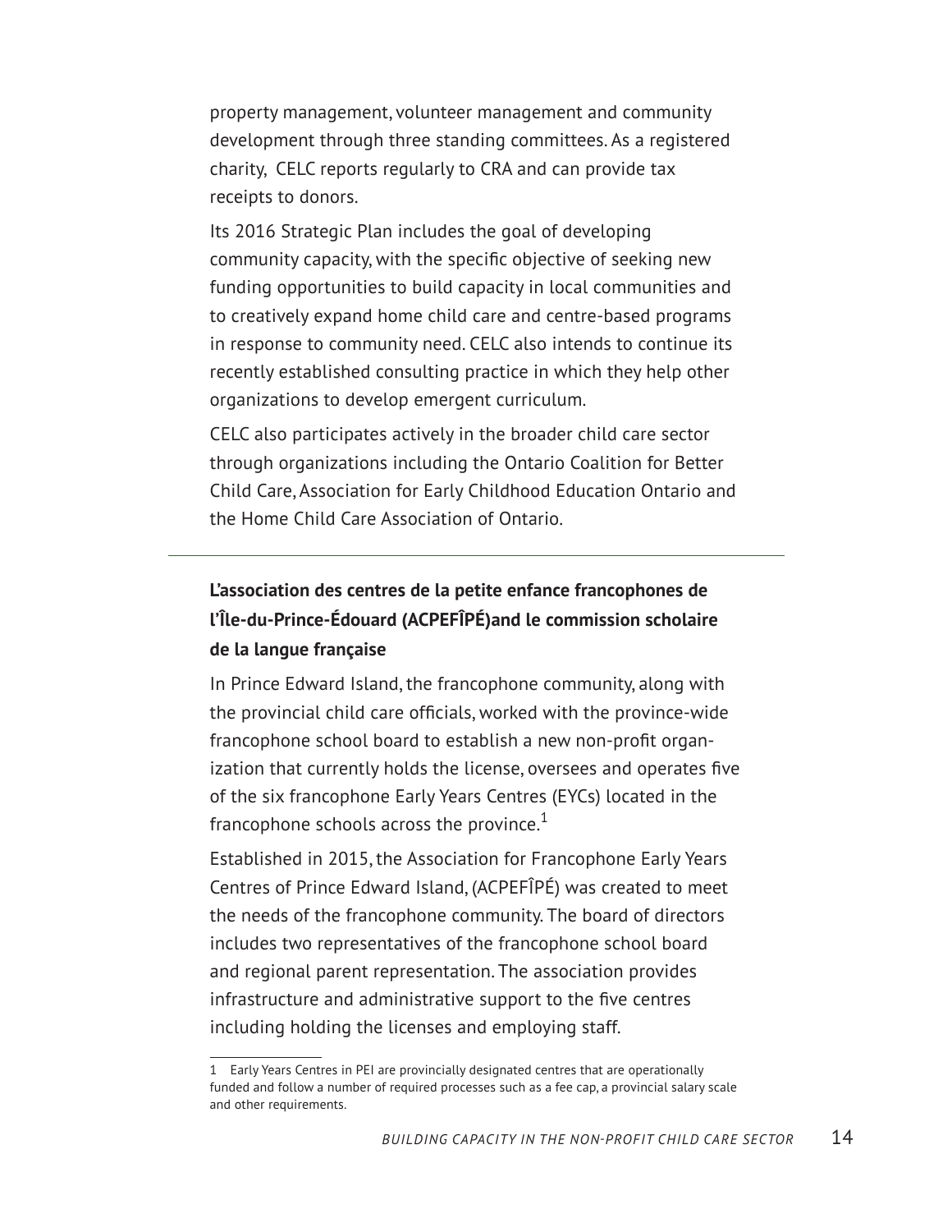property management, volunteer management and community development through three standing committees. As a registered charity, CELC reports regularly to CRA and can provide tax receipts to donors.

Its 2016 Strategic Plan includes the goal of developing community capacity, with the specific objective of seeking new funding opportunities to build capacity in local communities and to creatively expand home child care and centre-based programs in response to community need. CELC also intends to continue its recently established consulting practice in which they help other organizations to develop emergent curriculum.

CELC also participates actively in the broader child care sector through organizations including the Ontario Coalition for Better Child Care, Association for Early Childhood Education Ontario and the Home Child Care Association of Ontario.

---

### L'association des centres de la petite enfance francophones de l'Île-du-Prince-Édouard (ACPEFÎPÉ)and le commission scholaire de la langue française

In Prince Edward Island, the francophone community, along with the provincial child care officials, worked with the province-wide francophone school board to establish a new non-profit organization that currently holds the license, oversees and operates five of the six francophone Early Years Centres (EYCs) located in the francophone schools across the province.[1]

Established in 2015, the Association for Francophone Early Years Centres of Prince Edward Island, (ACPEFÎPÉ) was created to meet the needs of the francophone community. The board of directors includes two representatives of the francophone school board and regional parent representation. The association provides infrastructure and administrative support to the five centres including holding the licenses and employing staff.

---

1 Early Years Centres in PEI are provincially designated centres that are operationally funded and follow a number of required processes such as a fee cap, a provincial salary scale and other requirements.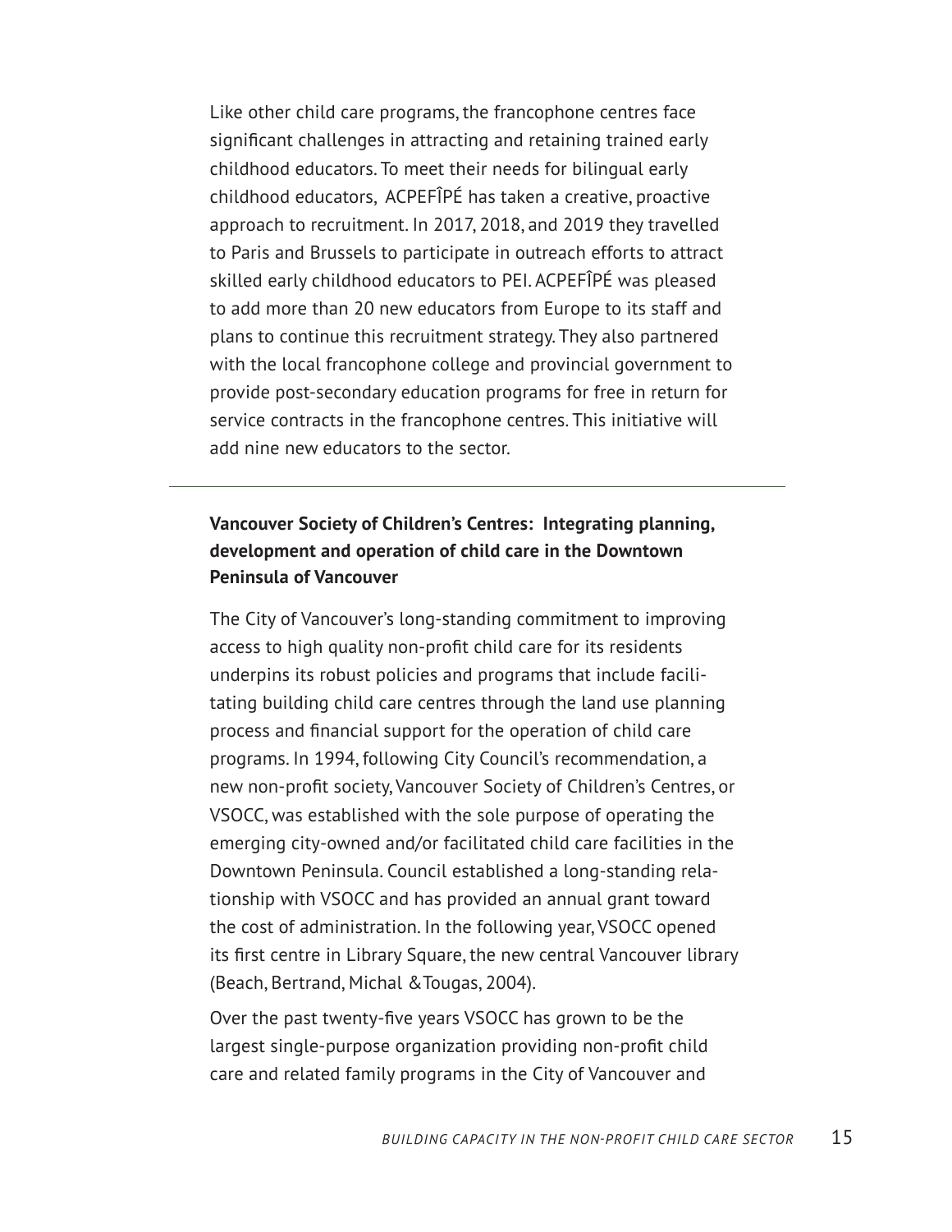Like other child care programs, the francophone centres face significant challenges in attracting and retaining trained early childhood educators. To meet their needs for bilingual early childhood educators, ACPEFÎPÉ has taken a creative, proactive approach to recruitment. In 2017, 2018, and 2019 they travelled to Paris and Brussels to participate in outreach efforts to attract skilled early childhood educators to PEI. ACPEFÎPÉ was pleased to add more than 20 new educators from Europe to its staff and plans to continue this recruitment strategy. They also partnered with the local francophone college and provincial government to provide post-secondary education programs for free in return for service contracts in the francophone centres. This initiative will add nine new educators to the sector.

---

**Vancouver Society of Children's Centres: Integrating planning, development and operation of child care in the Downtown Peninsula of Vancouver**

The City of Vancouver's long-standing commitment to improving access to high quality non-profit child care for its residents underpins its robust policies and programs that include facilitating building child care centres through the land use planning process and financial support for the operation of child care programs. In 1994, following City Council's recommendation, a new non-profit society, Vancouver Society of Children's Centres, or VSOCC, was established with the sole purpose of operating the emerging city-owned and/or facilitated child care facilities in the Downtown Peninsula. Council established a long-standing relationship with VSOCC and has provided an annual grant toward the cost of administration. In the following year, VSOCC opened its first centre in Library Square, the new central Vancouver library (Beach, Bertrand, Michal & Tougas, 2004).

Over the past twenty-five years VSOCC has grown to be the largest single-purpose organization providing non-profit child care and related family programs in the City of Vancouver and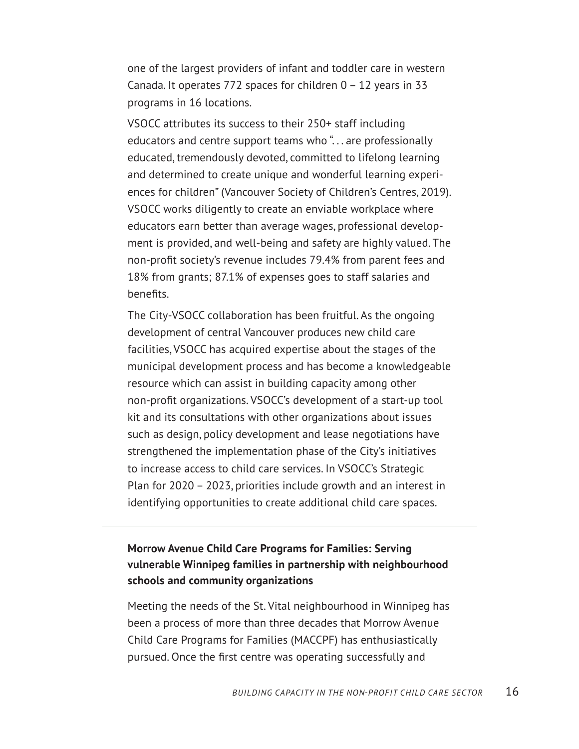one of the largest providers of infant and toddler care in western Canada. It operates 772 spaces for children 0 – 12 years in 33 programs in 16 locations.

VSOCC attributes its success to their 250+ staff including educators and centre support teams who "... are professionally educated, tremendously devoted, committed to lifelong learning and determined to create unique and wonderful learning experiences for children" (Vancouver Society of Children's Centres, 2019). VSOCC works diligently to create an enviable workplace where educators earn better than average wages, professional development is provided, and well-being and safety are highly valued. The non-profit society's revenue includes 79.4% from parent fees and 18% from grants; 87.1% of expenses goes to staff salaries and benefits.

The City-VSOCC collaboration has been fruitful. As the ongoing development of central Vancouver produces new child care facilities, VSOCC has acquired expertise about the stages of the municipal development process and has become a knowledgeable resource which can assist in building capacity among other non-profit organizations. VSOCC's development of a start-up tool kit and its consultations with other organizations about issues such as design, policy development and lease negotiations have strengthened the implementation phase of the City's initiatives to increase access to child care services. In VSOCC's Strategic Plan for 2020 – 2023, priorities include growth and an interest in identifying opportunities to create additional child care spaces.

---

**Morrow Avenue Child Care Programs for Families: Serving vulnerable Winnipeg families in partnership with neighbourhood schools and community organizations**

Meeting the needs of the St. Vital neighbourhood in Winnipeg has been a process of more than three decades that Morrow Avenue Child Care Programs for Families (MACCPF) has enthusiastically pursued. Once the first centre was operating successfully and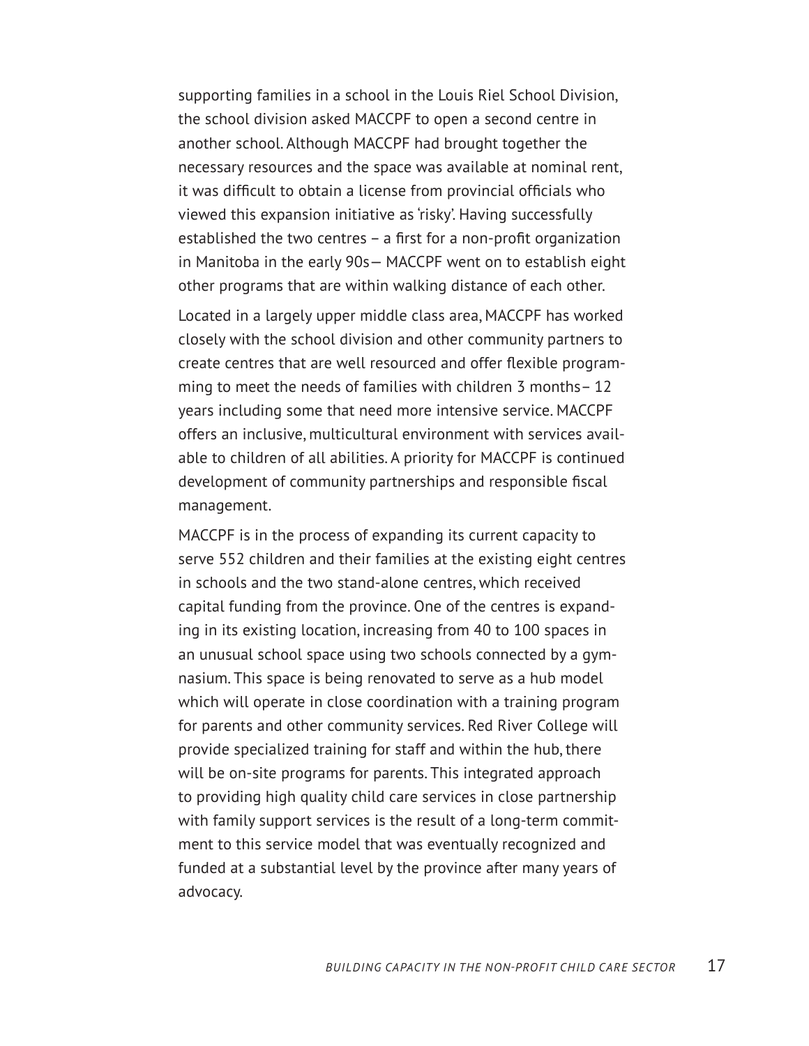supporting families in a school in the Louis Riel School Division, the school division asked MACCPF to open a second centre in another school. Although MACCPF had brought together the necessary resources and the space was available at nominal rent, it was difficult to obtain a license from provincial officials who viewed this expansion initiative as 'risky'. Having successfully established the two centres – a first for a non-profit organization in Manitoba in the early 90s— MACCPF went on to establish eight other programs that are within walking distance of each other.

Located in a largely upper middle class area, MACCPF has worked closely with the school division and other community partners to create centres that are well resourced and offer flexible programming to meet the needs of families with children 3 months– 12 years including some that need more intensive service. MACCPF offers an inclusive, multicultural environment with services available to children of all abilities. A priority for MACCPF is continued development of community partnerships and responsible fiscal management.

MACCPF is in the process of expanding its current capacity to serve 552 children and their families at the existing eight centres in schools and the two stand-alone centres, which received capital funding from the province. One of the centres is expanding in its existing location, increasing from 40 to 100 spaces in an unusual school space using two schools connected by a gymnasium. This space is being renovated to serve as a hub model which will operate in close coordination with a training program for parents and other community services. Red River College will provide specialized training for staff and within the hub, there will be on-site programs for parents. This integrated approach to providing high quality child care services in close partnership with family support services is the result of a long-term commitment to this service model that was eventually recognized and funded at a substantial level by the province after many years of advocacy.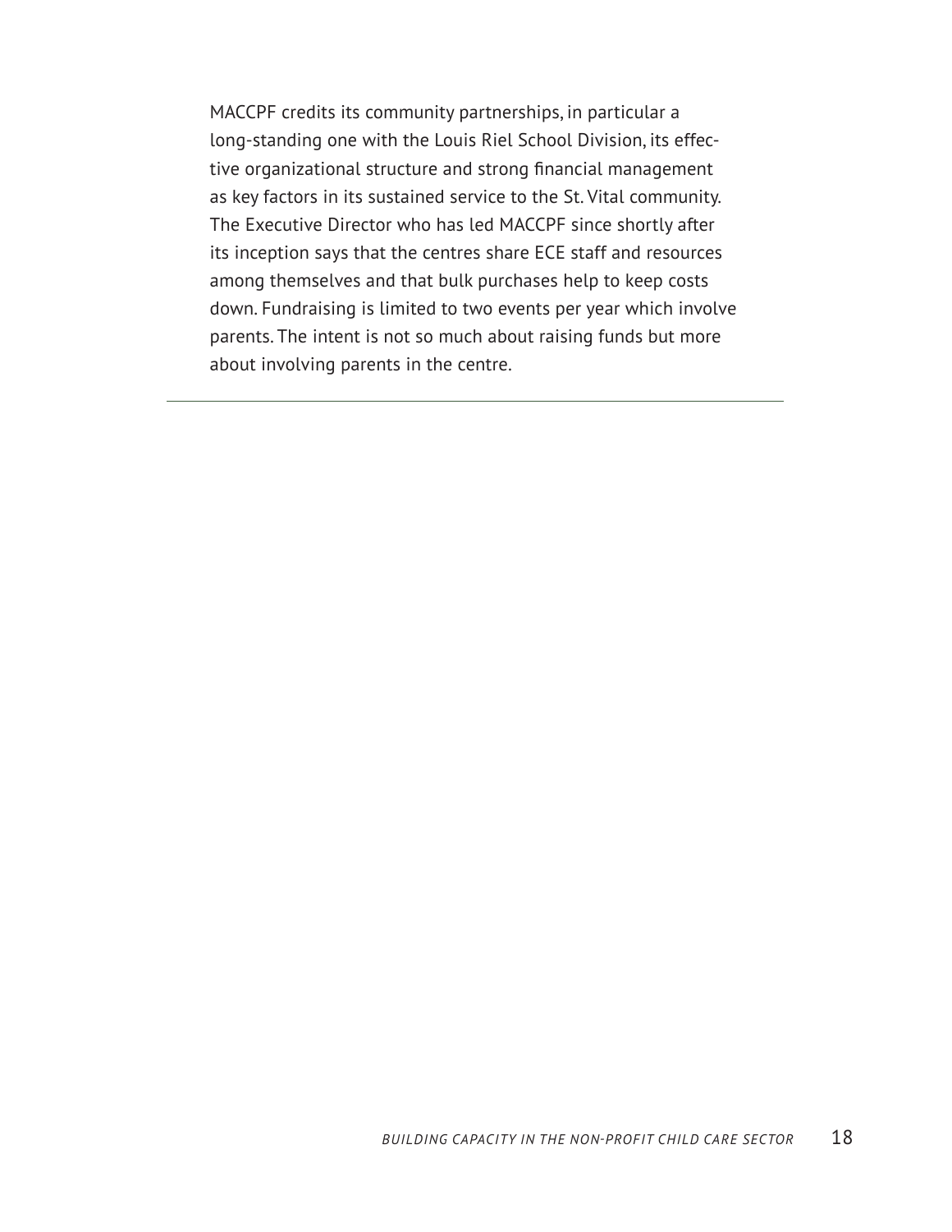MACCPF credits its community partnerships, in particular a long-standing one with the Louis Riel School Division, its effective organizational structure and strong financial management as key factors in its sustained service to the St. Vital community. The Executive Director who has led MACCPF since shortly after its inception says that the centres share ECE staff and resources among themselves and that bulk purchases help to keep costs down. Fundraising is limited to two events per year which involve parents. The intent is not so much about raising funds but more about involving parents in the centre.

---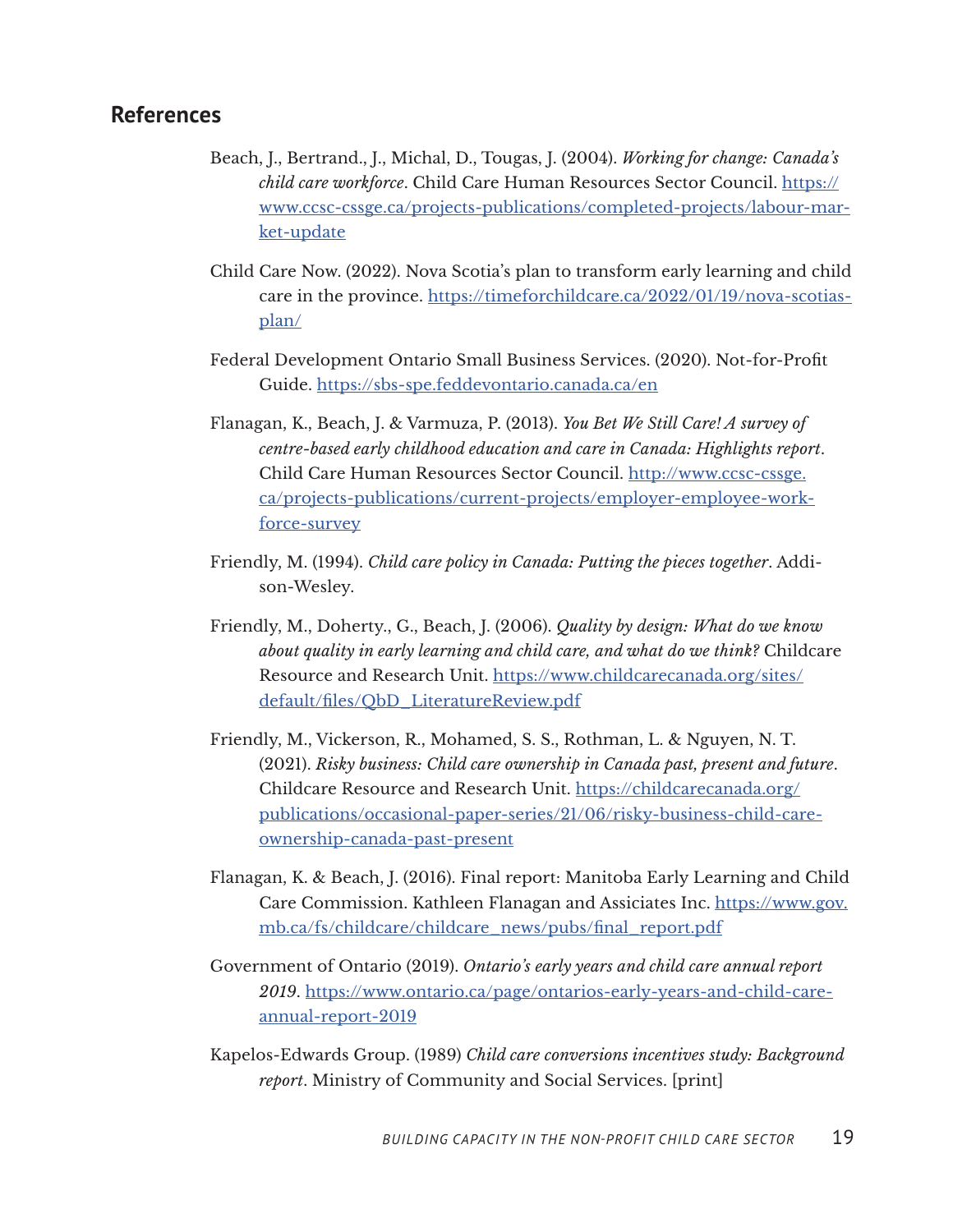## References

Beach, J., Bertrand., J., Michal, D., Tougas, J. (2004). *Working for change: Canada's child care workforce*. Child Care Human Resources Sector Council. https://www.ccsc-cssge.ca/projects-publications/completed-projects/labour-market-update

Child Care Now. (2022). Nova Scotia's plan to transform early learning and child care in the province. https://timeforchildcare.ca/2022/01/19/nova-scotias-plan/

Federal Development Ontario Small Business Services. (2020). Not-for-Profit Guide. https://sbs-spe.feddevontario.canada.ca/en

Flanagan, K., Beach, J. & Varmuza, P. (2013). *You Bet We Still Care! A survey of centre-based early childhood education and care in Canada: Highlights report*. Child Care Human Resources Sector Council. http://www.ccsc-cssge.ca/projects-publications/current-projects/employer-employee-workforce-survey

Friendly, M. (1994). *Child care policy in Canada: Putting the pieces together*. Addison-Wesley.

Friendly, M., Doherty., G., Beach, J. (2006). *Quality by design: What do we know about quality in early learning and child care, and what do we think?* Childcare Resource and Research Unit. https://www.childcarecanada.org/sites/default/files/QbD_LiteratureReview.pdf

Friendly, M., Vickerson, R., Mohamed, S. S., Rothman, L. & Nguyen, N. T. (2021). *Risky business: Child care ownership in Canada past, present and future*. Childcare Resource and Research Unit. https://childcarecanada.org/publications/occasional-paper-series/21/06/risky-business-child-care-ownership-canada-past-present

Flanagan, K. & Beach, J. (2016). Final report: Manitoba Early Learning and Child Care Commission. Kathleen Flanagan and Assiciates Inc. https://www.gov.mb.ca/fs/childcare/childcare_news/pubs/final_report.pdf

Government of Ontario (2019). *Ontario's early years and child care annual report 2019*. https://www.ontario.ca/page/ontarios-early-years-and-child-care-annual-report-2019

Kapelos-Edwards Group. (1989) *Child care conversions incentives study: Background report*. Ministry of Community and Social Services. [print]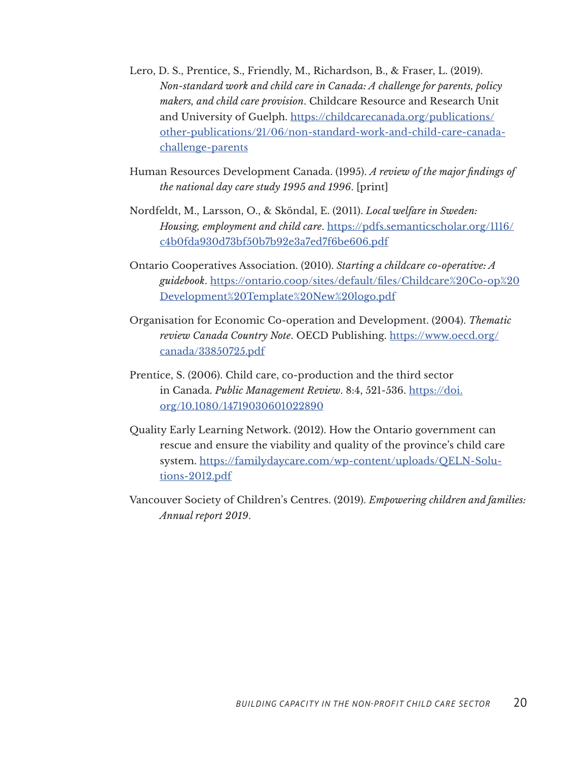Lero, D. S., Prentice, S., Friendly, M., Richardson, B., & Fraser, L. (2019). *Non-standard work and child care in Canada: A challenge for parents, policy makers, and child care provision*. Childcare Resource and Research Unit and University of Guelph. https://childcarecanada.org/publications/other-publications/21/06/non-standard-work-and-child-care-canada-challenge-parents

Human Resources Development Canada. (1995). *A review of the major findings of the national day care study 1995 and 1996*. [print]

Nordfeldt, M., Larsson, O., & Sköndal, E. (2011). *Local welfare in Sweden: Housing, employment and child care*. https://pdfs.semanticscholar.org/1116/c4b0fda930d73bf50b7b92e3a7ed7f6be606.pdf

Ontario Cooperatives Association. (2010). *Starting a childcare co-operative: A guidebook*. https://ontario.coop/sites/default/files/Childcare%20Co-op%20Development%20Template%20New%20logo.pdf

Organisation for Economic Co-operation and Development. (2004). *Thematic review Canada Country Note*. OECD Publishing. https://www.oecd.org/canada/33850725.pdf

Prentice, S. (2006). Child care, co-production and the third sector in Canada. *Public Management Review*. 8:4, 521-536. https://doi.org/10.1080/14719030601022890

Quality Early Learning Network. (2012). How the Ontario government can rescue and ensure the viability and quality of the province's child care system. https://familydaycare.com/wp-content/uploads/QELN-Solutions-2012.pdf

Vancouver Society of Children's Centres. (2019). *Empowering children and families: Annual report 2019*.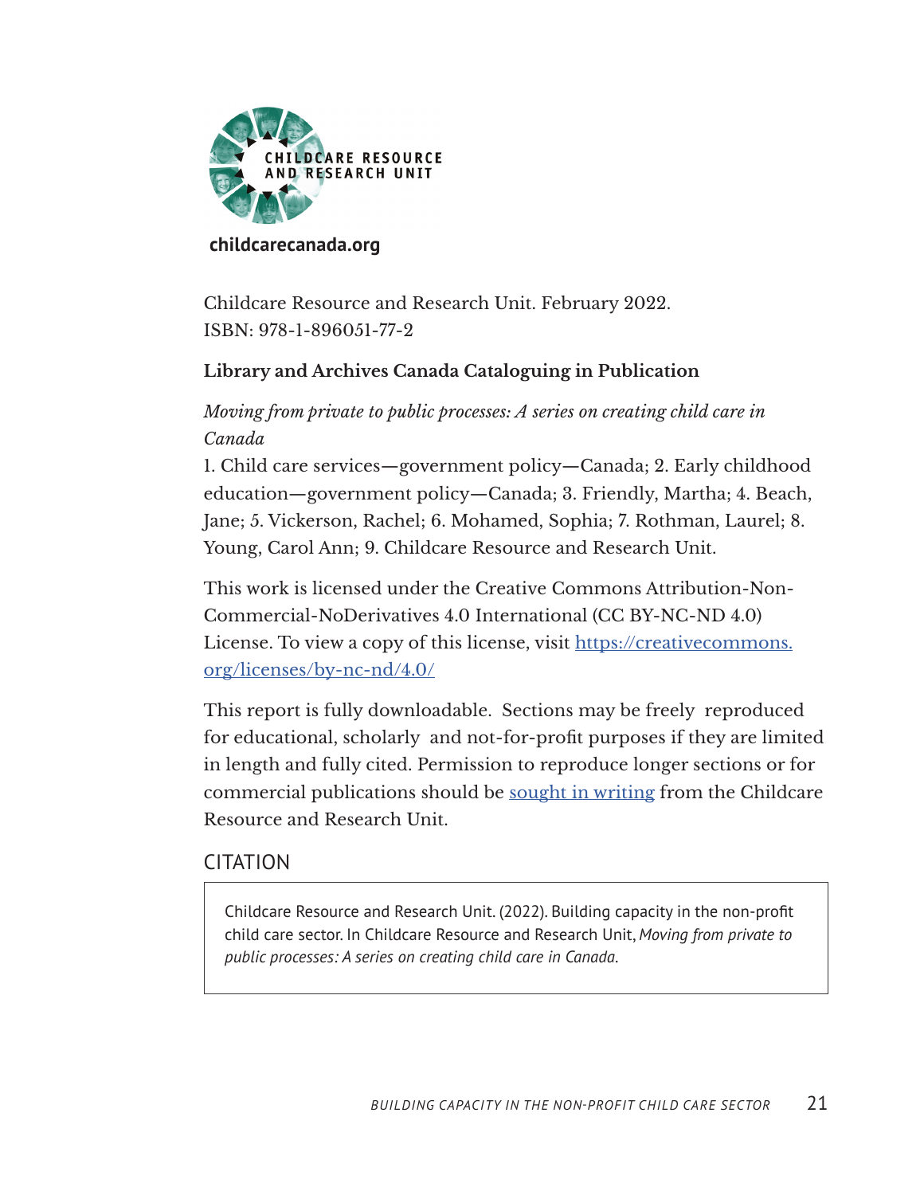CHILDCARE RESOURCE AND RESEARCH UNIT

**childcarecanada.org**

Childcare Resource and Research Unit. February 2022.
ISBN: 978-1-896051-77-2

**Library and Archives Canada Cataloguing in Publication**

*Moving from private to public processes: A series on creating child care in Canada*
1. Child care services—government policy—Canada; 2. Early childhood education—government policy—Canada; 3. Friendly, Martha; 4. Beach, Jane; 5. Vickerson, Rachel; 6. Mohamed, Sophia; 7. Rothman, Laurel; 8. Young, Carol Ann; 9. Childcare Resource and Research Unit.

This work is licensed under the Creative Commons Attribution-Non-Commercial-NoDerivatives 4.0 International (CC BY-NC-ND 4.0) License. To view a copy of this license, visit https://creativecommons.org/licenses/by-nc-nd/4.0/

This report is fully downloadable. Sections may be freely reproduced for educational, scholarly and not-for-profit purposes if they are limited in length and fully cited. Permission to reproduce longer sections or for commercial publications should be sought in writing from the Childcare Resource and Research Unit.

## CITATION

Childcare Resource and Research Unit. (2022). Building capacity in the non-profit child care sector. In Childcare Resource and Research Unit, *Moving from private to public processes: A series on creating child care in Canada.*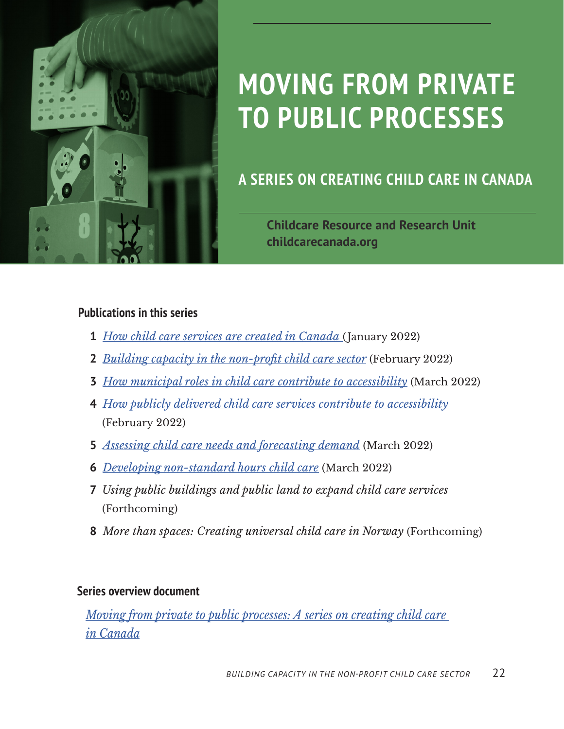# MOVING FROM PRIVATE TO PUBLIC PROCESSES

## A SERIES ON CREATING CHILD CARE IN CANADA

**Childcare Resource and Research Unit**
**childcarecanada.org**

### Publications in this series

1. *How child care services are created in Canada* (January 2022)
2. *Building capacity in the non-profit child care sector* (February 2022)
3. *How municipal roles in child care contribute to accessibility* (March 2022)
4. *How publicly delivered child care services contribute to accessibility* (February 2022)
5. *Assessing child care needs and forecasting demand* (March 2022)
6. *Developing non-standard hours child care* (March 2022)
7. *Using public buildings and public land to expand child care services* (Forthcoming)
8. *More than spaces: Creating universal child care in Norway* (Forthcoming)

### Series overview document

*Moving from private to public processes: A series on creating child care in Canada*